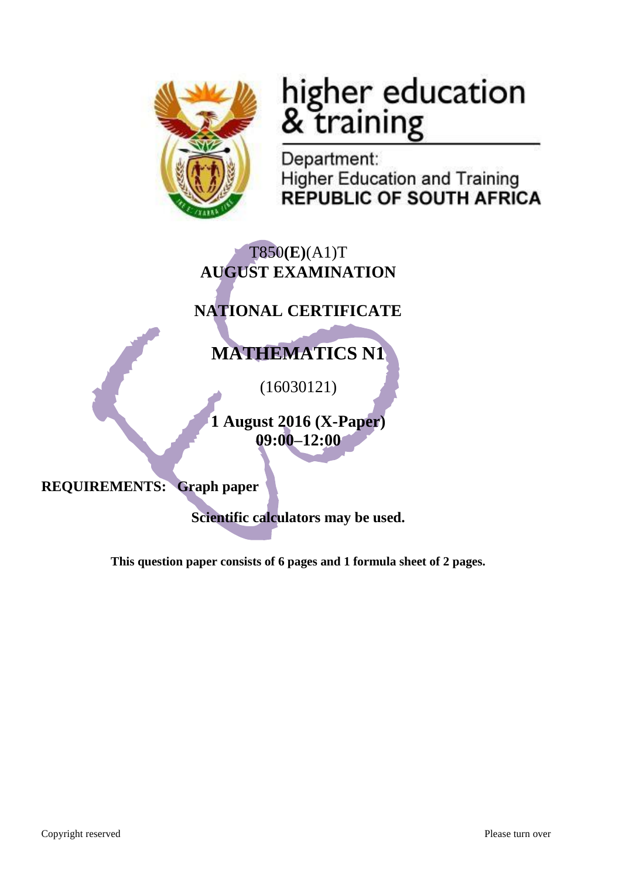higher education
& training

Department:
Higher Education and Training
**REPUBLIC OF SOUTH AFRICA**

T850**(E)**(A1)T
**AUGUST EXAMINATION**

**NATIONAL CERTIFICATE**

# MATHEMATICS N1

(16030121)

**1 August 2016 (X-Paper)**
**09:00–12:00**

**REQUIREMENTS: Graph paper**

**Scientific calculators may be used.**

**This question paper consists of 6 pages and 1 formula sheet of 2 pages.**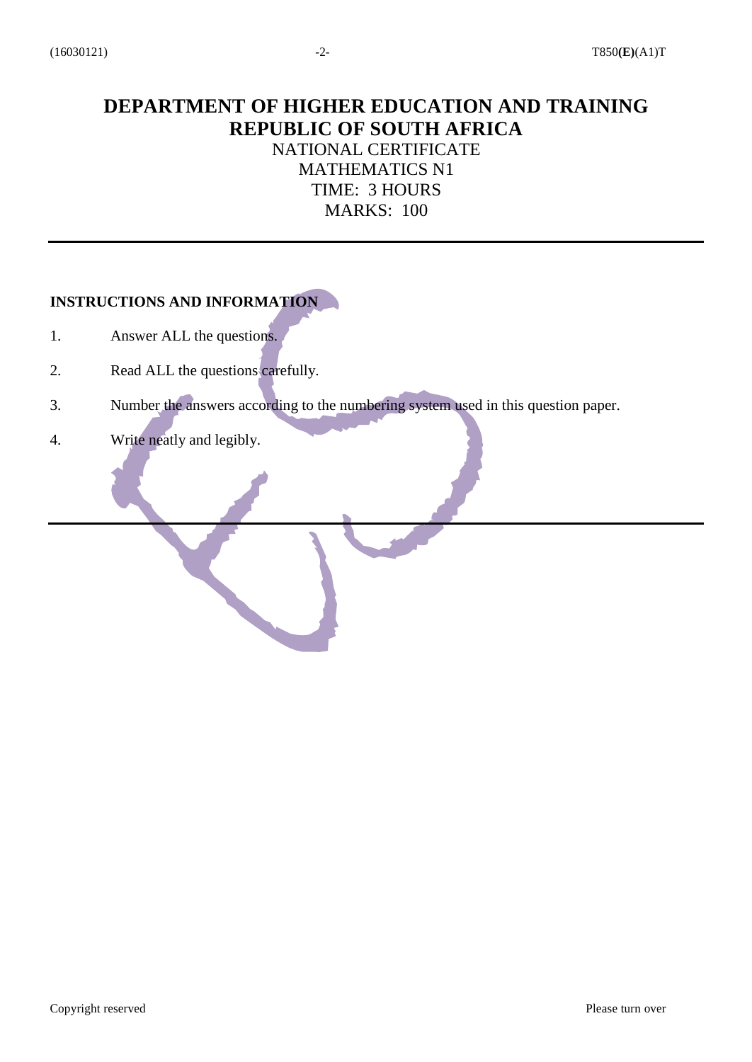# DEPARTMENT OF HIGHER EDUCATION AND TRAINING
# REPUBLIC OF SOUTH AFRICA

NATIONAL CERTIFICATE
MATHEMATICS N1
TIME: 3 HOURS
MARKS: 100

---

**INSTRUCTIONS AND INFORMATION**

1. Answer ALL the questions.
2. Read ALL the questions carefully.
3. Number the answers according to the numbering system used in this question paper.
4. Write neatly and legibly.

---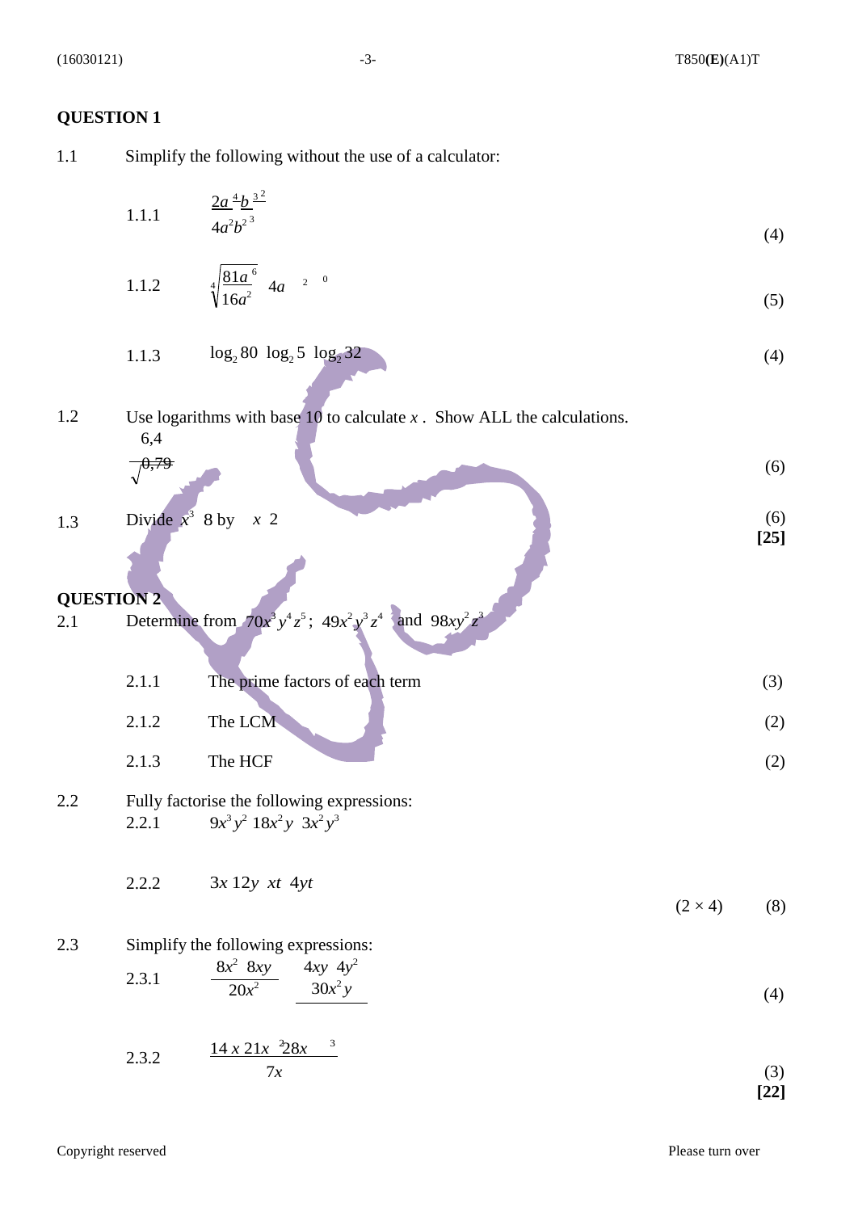## QUESTION 1

1.1 Simplify the following without the use of a calculator:

1.1.1 $\dfrac{\left(2a^{4}b^{3}\right)^{2}}{\left(4a^{2}b^{2}\right)^{3}}$ (4)

1.1.2 $\sqrt[4]{\dfrac{81a^{6}}{16a^{2}}} \quad \left(4a^{2}\right)^{0}$ (5)

1.1.3 $\log_2 80 \quad \log_2 5 \quad \log_2 32$ (4)

1.2 Use logarithms with base 10 to calculate $x$. Show ALL the calculations.

$\dfrac{6,4}{\sqrt{0,79}}$ (6)

1.3 Divide $x^3 \quad 8$ by $\quad x \quad 2$ (6)

**[25]**

## QUESTION 2

2.1 Determine from $70x^3y^4z^5$; $49x^2y^3z^4$ and $98xy^2z^3$

2.1.1 The prime factors of each term (3)

2.1.2 The LCM (2)

2.1.3 The HCF (2)

2.2 Fully factorise the following expressions:

2.2.1 $9x^3y^2 \quad 18x^2y \quad 3x^2y^3$

2.2.2 $3x \quad 12y \quad xt \quad 4yt$

(2 × 4) (8)

2.3 Simplify the following expressions:

2.3.1 $\dfrac{8x^2 \quad 8xy}{20x^2} \quad \dfrac{4xy \quad 4y^2}{30x^2y}$ (4)

2.3.2 $\dfrac{14x \quad 21x^2 \quad 28x^3}{7x}$ (3)

**[22]**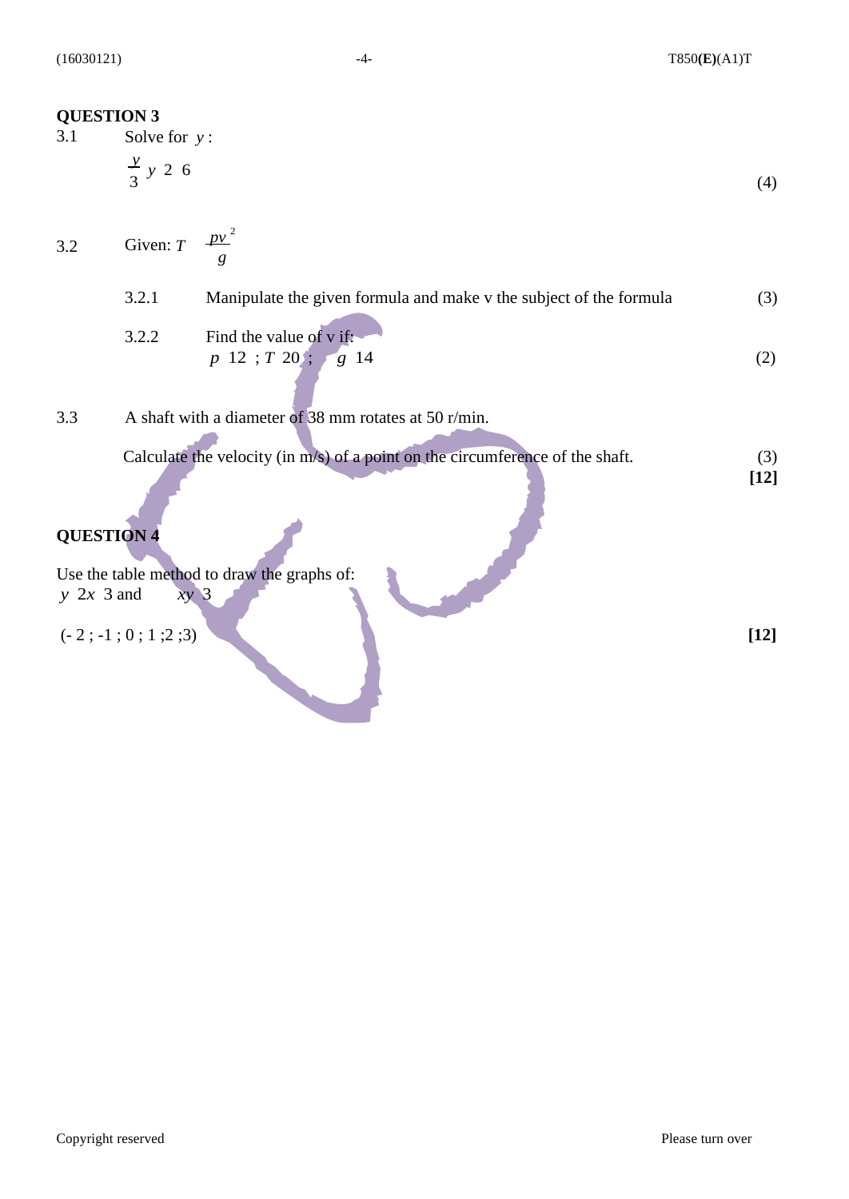## QUESTION 3

3.1 Solve for $y$:

$$\frac{y}{3} \ y \ 2 \ 6$$

(4)

3.2 Given: $T \quad \frac{pv^2}{g}$

3.2.1 Manipulate the given formula and make v the subject of the formula (3)

3.2.2 Find the value of v if:
$p \ 12$ ; $T \ 20$ ; $g \ 14$ (2)

3.3 A shaft with a diameter of 38 mm rotates at 50 r/min.

Calculate the velocity (in m/s) of a point on the circumference of the shaft. (3)

**[12]**

## QUESTION 4

Use the table method to draw the graphs of:
$y \ 2x \ 3$ and $xy \ 3$

(- 2 ; -1 ; 0 ; 1 ;2 ;3) **[12]**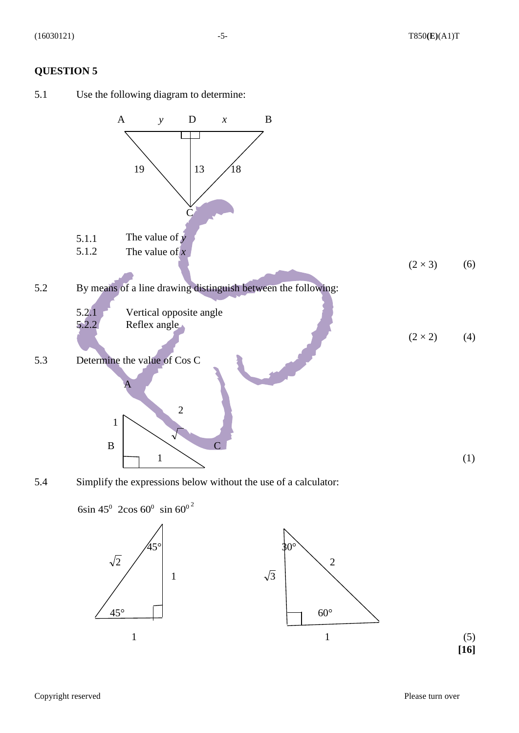## QUESTION 5

5.1 Use the following diagram to determine:

5.1.1 The value of $y$

5.1.2 The value of $x$

(2 × 3) (6)

5.2 By means of a line drawing distinguish between the following:

5.2.1 Vertical opposite angle

5.2.2 Reflex angle

(2 × 2) (4)

5.3 Determine the value of Cos C

(1)

5.4 Simplify the expressions below without the use of a calculator:

$6\sin 45^0 \quad 2\cos 60^0 \quad \sin 60^{0\,2}$

(5)

**[16]**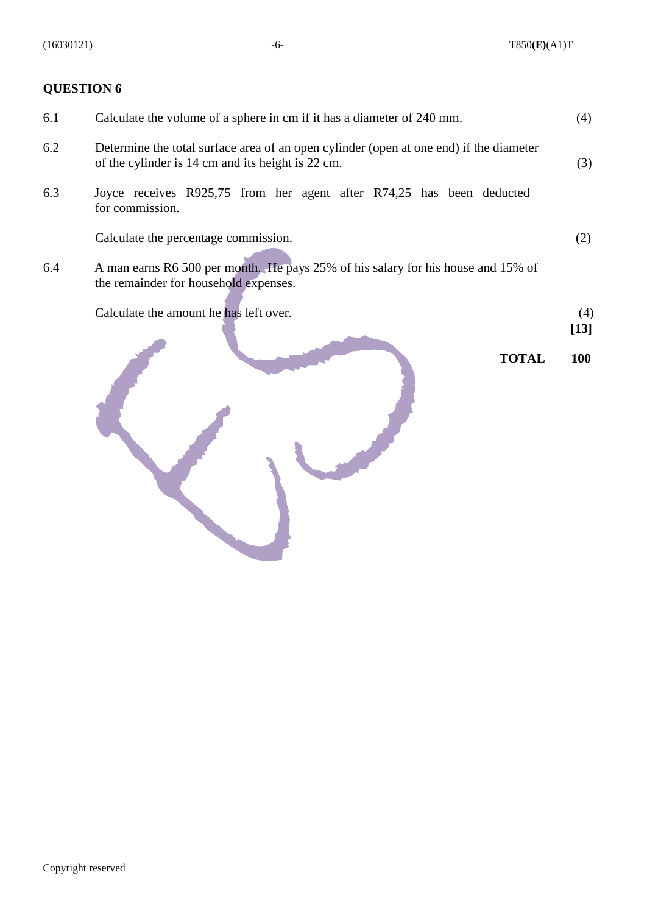## QUESTION 6

6.1 Calculate the volume of a sphere in cm if it has a diameter of 240 mm. (4)

6.2 Determine the total surface area of an open cylinder (open at one end) if the diameter of the cylinder is 14 cm and its height is 22 cm. (3)

6.3 Joyce receives R925,75 from her agent after R74,25 has been deducted for commission.

Calculate the percentage commission. (2)

6.4 A man earns R6 500 per month. He pays 25% of his salary for his house and 15% of the remainder for household expenses.

Calculate the amount he has left over. (4)
**[13]**

**TOTAL 100**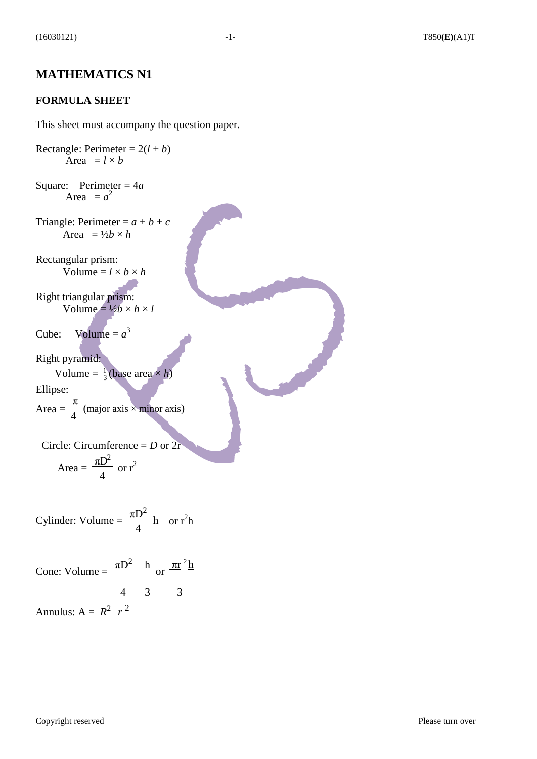# MATHEMATICS N1

## FORMULA SHEET

This sheet must accompany the question paper.

Rectangle: Perimeter = $2(l + b)$
Area $= l \times b$

Square: Perimeter = $4a$
Area $= a^2$

Triangle: Perimeter = $a + b + c$
Area $= ½b \times h$

Rectangular prism:
Volume = $l \times b \times h$

Right triangular prism:
Volume = $½b \times h \times l$

Cube: Volume = $a^3$

Right pyramid:
Volume = $\frac{1}{3}$(base area $\times$ $h$)

Ellipse:
Area = $\frac{\pi}{4}$ (major axis $\times$ minor axis)

Circle: Circumference = $D$ or $2r$

Area = $\frac{\pi D^2}{4}$ or $r^2$

Cylinder: Volume = $\frac{\pi D^2}{4}$ h or $r^2$h

Cone: Volume = $\frac{\pi D^2}{4} \frac{h}{3}$ or $\frac{\pi r^2 h}{3}$

Annulus: A = $R^2$ $r^2$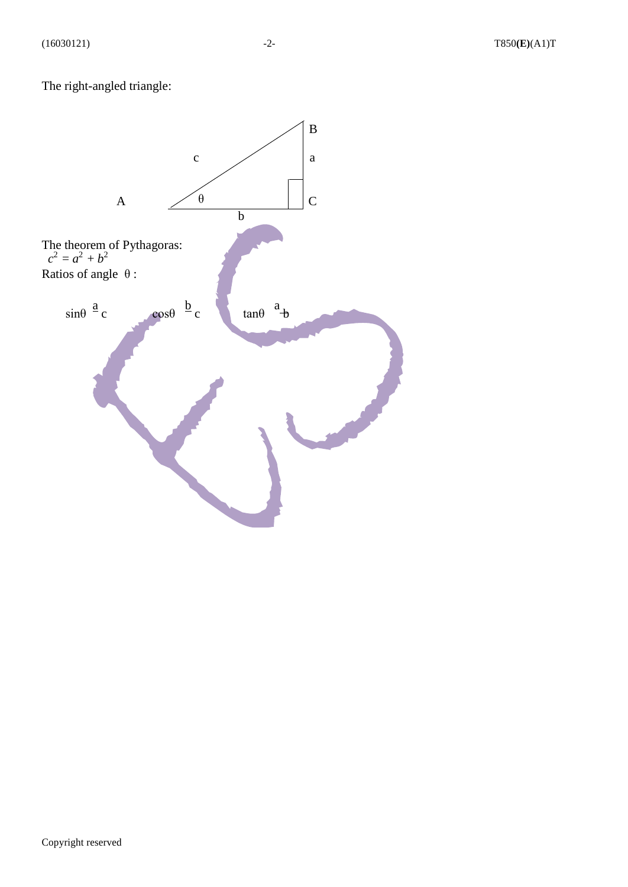The right-angled triangle:

B

c

a

A

θ

C

b

The theorem of Pythagoras:

$c^2 = a^2 + b^2$

Ratios of angle θ :

$\sin\theta = \frac{a}{c}$ $\cos\theta = \frac{b}{c}$ $\tan\theta = \frac{a}{b}$

Copyright reserved